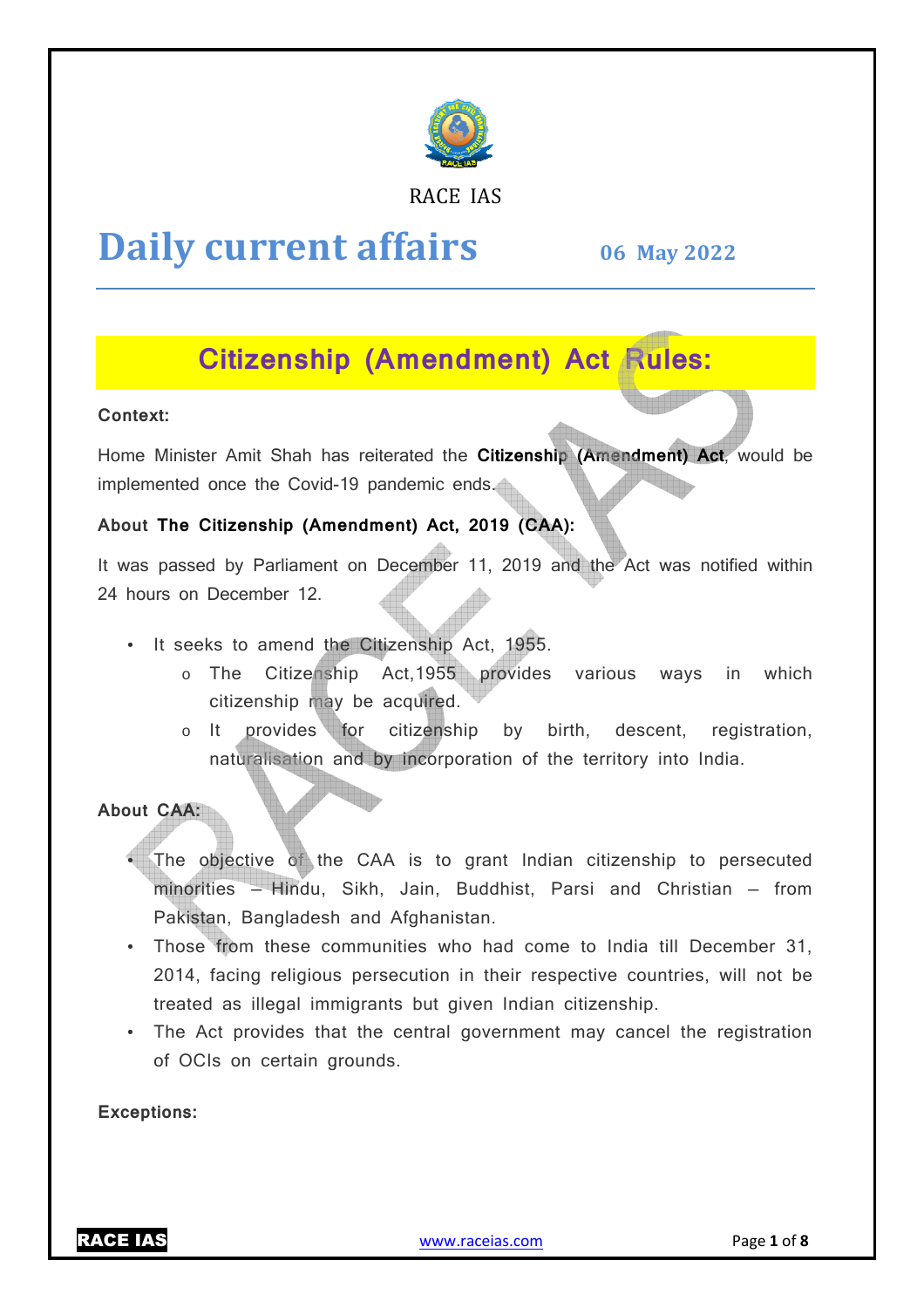RACE IAS

# Daily current affairs

**06 May 2022**

## Citizenship (Amendment) Act Rules:

**Context:**

Home Minister Amit Shah has reiterated the **Citizenship (Amendment) Act**, would be implemented once the Covid-19 pandemic ends.

**About The Citizenship (Amendment) Act, 2019 (CAA):**

It was passed by Parliament on December 11, 2019 and the Act was notified within 24 hours on December 12.

- It seeks to amend the Citizenship Act, 1955.
  - The Citizenship Act,1955 provides various ways in which citizenship may be acquired.
  - It provides for citizenship by birth, descent, registration, naturalisation and by incorporation of the territory into India.

**About CAA:**

- The objective of the CAA is to grant Indian citizenship to persecuted minorities – Hindu, Sikh, Jain, Buddhist, Parsi and Christian – from Pakistan, Bangladesh and Afghanistan.
- Those from these communities who had come to India till December 31, 2014, facing religious persecution in their respective countries, will not be treated as illegal immigrants but given Indian citizenship.
- The Act provides that the central government may cancel the registration of OCIs on certain grounds.

**Exceptions:**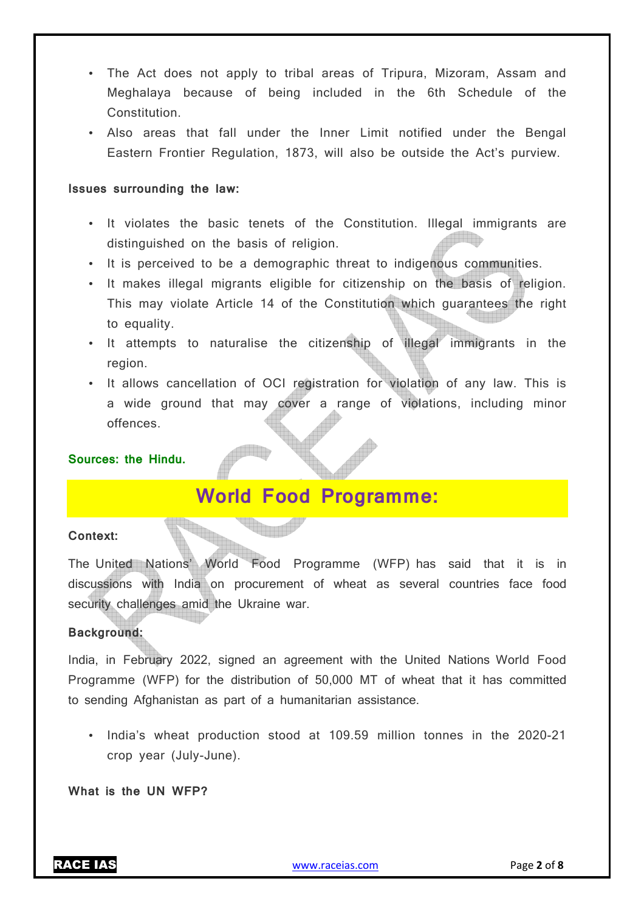- The Act does not apply to tribal areas of Tripura, Mizoram, Assam and Meghalaya because of being included in the 6th Schedule of the Constitution.
- Also areas that fall under the Inner Limit notified under the Bengal Eastern Frontier Regulation, 1873, will also be outside the Act's purview.

**Issues surrounding the law:**

- It violates the basic tenets of the Constitution. Illegal immigrants are distinguished on the basis of religion.
- It is perceived to be a demographic threat to indigenous communities.
- It makes illegal migrants eligible for citizenship on the basis of religion. This may violate Article 14 of the Constitution which guarantees the right to equality.
- It attempts to naturalise the citizenship of illegal immigrants in the region.
- It allows cancellation of OCI registration for violation of any law. This is a wide ground that may cover a range of violations, including minor offences.

**Sources: the Hindu.**

## World Food Programme:

**Context:**

The United Nations' World Food Programme (WFP) has said that it is in discussions with India on procurement of wheat as several countries face food security challenges amid the Ukraine war.

**Background:**

India, in February 2022, signed an agreement with the United Nations World Food Programme (WFP) for the distribution of 50,000 MT of wheat that it has committed to sending Afghanistan as part of a humanitarian assistance.

- India's wheat production stood at 109.59 million tonnes in the 2020-21 crop year (July-June).

**What is the UN WFP?**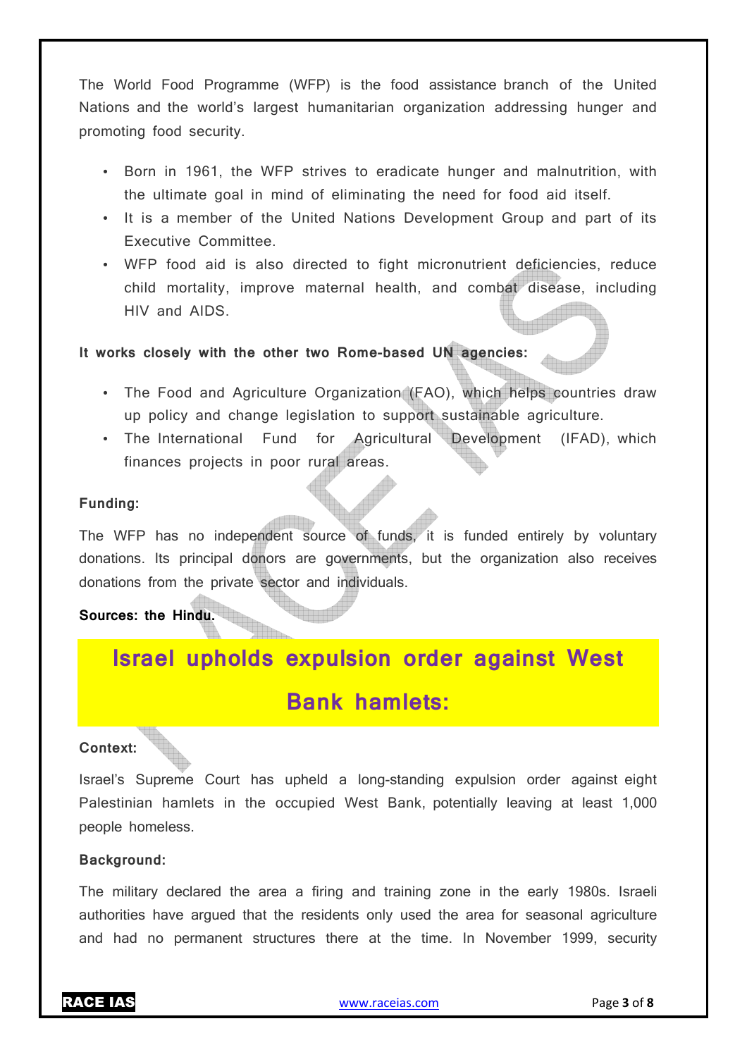The World Food Programme (WFP) is the food assistance branch of the United Nations and the world's largest humanitarian organization addressing hunger and promoting food security.

- Born in 1961, the WFP strives to eradicate hunger and malnutrition, with the ultimate goal in mind of eliminating the need for food aid itself.
- It is a member of the United Nations Development Group and part of its Executive Committee.
- WFP food aid is also directed to fight micronutrient deficiencies, reduce child mortality, improve maternal health, and combat disease, including HIV and AIDS.

**It works closely with the other two Rome-based UN agencies:**

- The Food and Agriculture Organization (FAO), which helps countries draw up policy and change legislation to support sustainable agriculture.
- The International Fund for Agricultural Development (IFAD), which finances projects in poor rural areas.

**Funding:**

The WFP has no independent source of funds, it is funded entirely by voluntary donations. Its principal donors are governments, but the organization also receives donations from the private sector and individuals.

**Sources: the Hindu.**

## Israel upholds expulsion order against West Bank hamlets:

**Context:**

Israel's Supreme Court has upheld a long-standing expulsion order against eight Palestinian hamlets in the occupied West Bank, potentially leaving at least 1,000 people homeless.

**Background:**

The military declared the area a firing and training zone in the early 1980s. Israeli authorities have argued that the residents only used the area for seasonal agriculture and had no permanent structures there at the time. In November 1999, security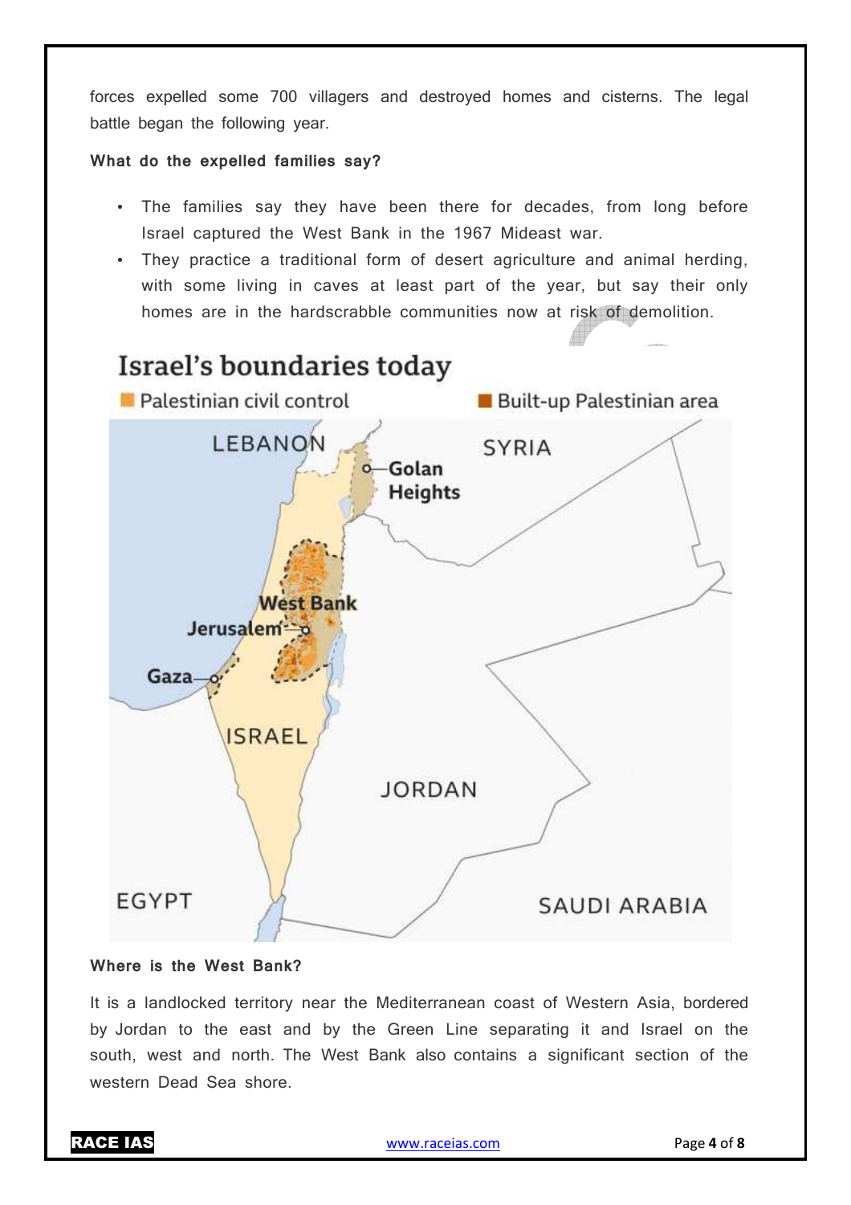forces expelled some 700 villagers and destroyed homes and cisterns. The legal battle began the following year.

**What do the expelled families say?**

- The families say they have been there for decades, from long before Israel captured the West Bank in the 1967 Mideast war.
- They practice a traditional form of desert agriculture and animal herding, with some living in caves at least part of the year, but say their only homes are in the hardscrabble communities now at risk of demolition.

**Where is the West Bank?**

It is a landlocked territory near the Mediterranean coast of Western Asia, bordered by Jordan to the east and by the Green Line separating it and Israel on the south, west and north. The West Bank also contains a significant section of the western Dead Sea shore.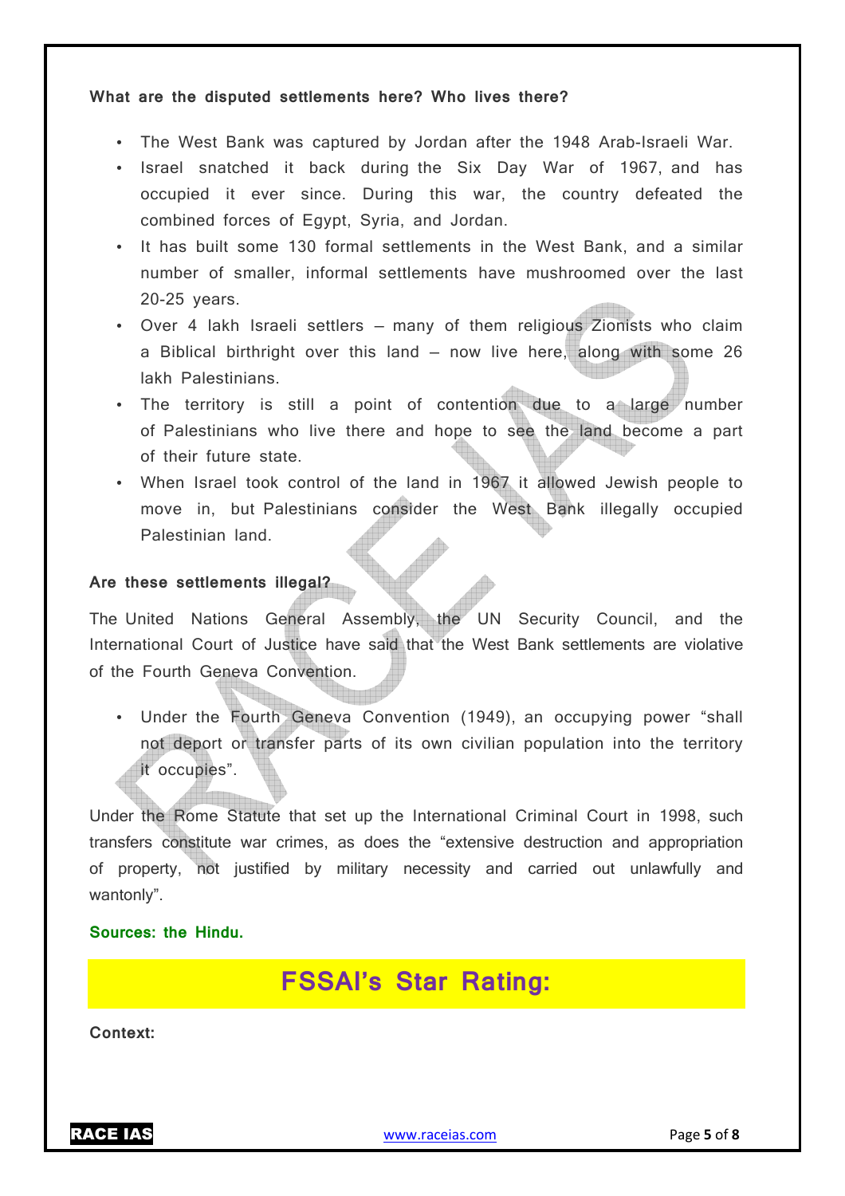**What are the disputed settlements here? Who lives there?**

- The West Bank was captured by Jordan after the 1948 Arab-Israeli War.
- Israel snatched it back during the Six Day War of 1967, and has occupied it ever since. During this war, the country defeated the combined forces of Egypt, Syria, and Jordan.
- It has built some 130 formal settlements in the West Bank, and a similar number of smaller, informal settlements have mushroomed over the last 20-25 years.
- Over 4 lakh Israeli settlers – many of them religious Zionists who claim a Biblical birthright over this land – now live here, along with some 26 lakh Palestinians.
- The territory is still a point of contention due to a large number of Palestinians who live there and hope to see the land become a part of their future state.
- When Israel took control of the land in 1967 it allowed Jewish people to move in, but Palestinians consider the West Bank illegally occupied Palestinian land.

**Are these settlements illegal?**

The United Nations General Assembly, the UN Security Council, and the International Court of Justice have said that the West Bank settlements are violative of the Fourth Geneva Convention.

- Under the Fourth Geneva Convention (1949), an occupying power "shall not deport or transfer parts of its own civilian population into the territory it occupies".

Under the Rome Statute that set up the International Criminal Court in 1998, such transfers constitute war crimes, as does the "extensive destruction and appropriation of property, not justified by military necessity and carried out unlawfully and wantonly".

**Sources: the Hindu.**

## FSSAI's Star Rating:

**Context:**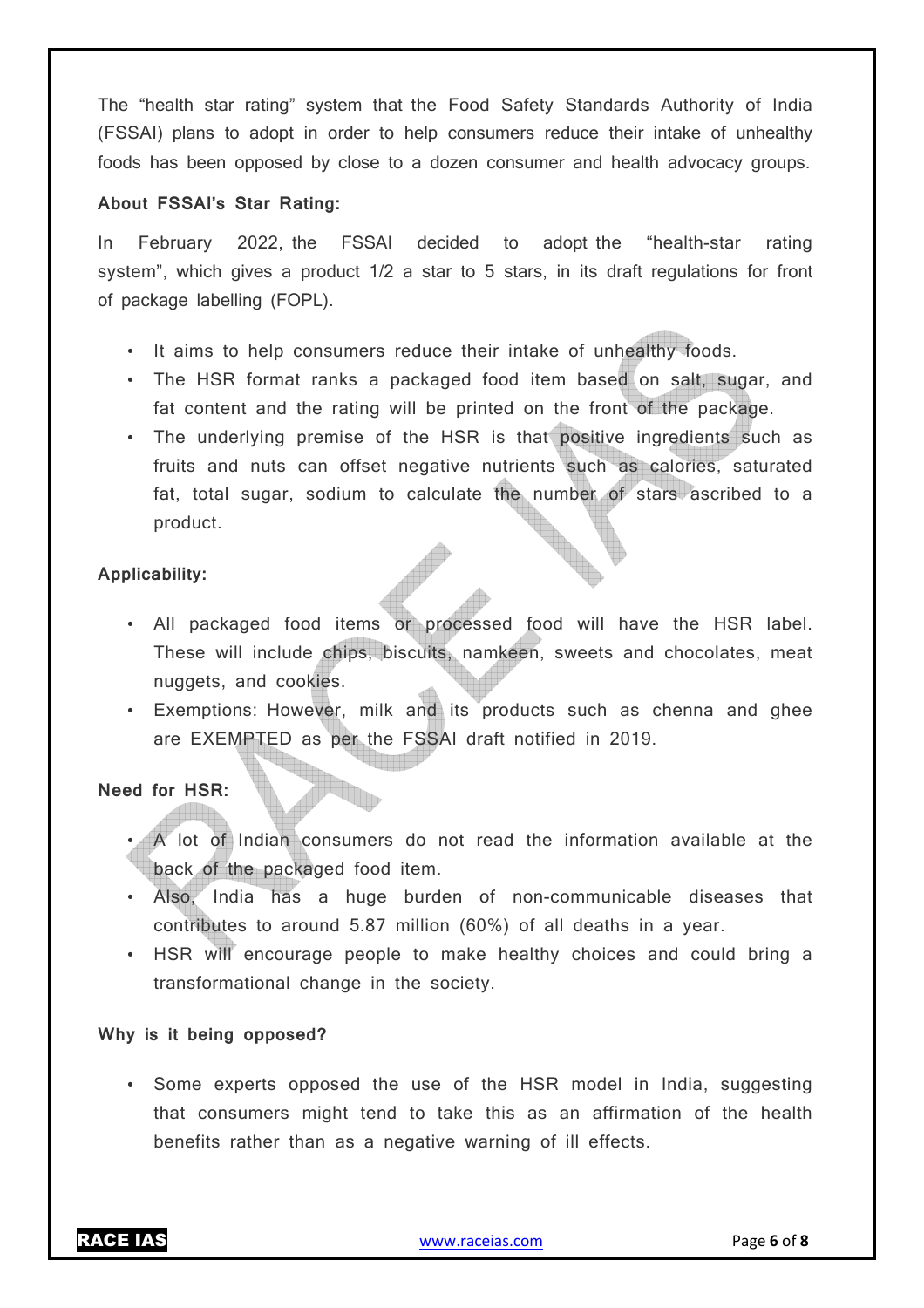The "health star rating" system that the Food Safety Standards Authority of India (FSSAI) plans to adopt in order to help consumers reduce their intake of unhealthy foods has been opposed by close to a dozen consumer and health advocacy groups.

**About FSSAI's Star Rating:**

In February 2022, the FSSAI decided to adopt the "health-star rating system", which gives a product 1/2 a star to 5 stars, in its draft regulations for front of package labelling (FOPL).

- It aims to help consumers reduce their intake of unhealthy foods.
- The HSR format ranks a packaged food item based on salt, sugar, and fat content and the rating will be printed on the front of the package.
- The underlying premise of the HSR is that positive ingredients such as fruits and nuts can offset negative nutrients such as calories, saturated fat, total sugar, sodium to calculate the number of stars ascribed to a product.

**Applicability:**

- All packaged food items or processed food will have the HSR label. These will include chips, biscuits, namkeen, sweets and chocolates, meat nuggets, and cookies.
- Exemptions: However, milk and its products such as chenna and ghee are EXEMPTED as per the FSSAI draft notified in 2019.

**Need for HSR:**

- A lot of Indian consumers do not read the information available at the back of the packaged food item.
- Also, India has a huge burden of non-communicable diseases that contributes to around 5.87 million (60%) of all deaths in a year.
- HSR will encourage people to make healthy choices and could bring a transformational change in the society.

**Why is it being opposed?**

- Some experts opposed the use of the HSR model in India, suggesting that consumers might tend to take this as an affirmation of the health benefits rather than as a negative warning of ill effects.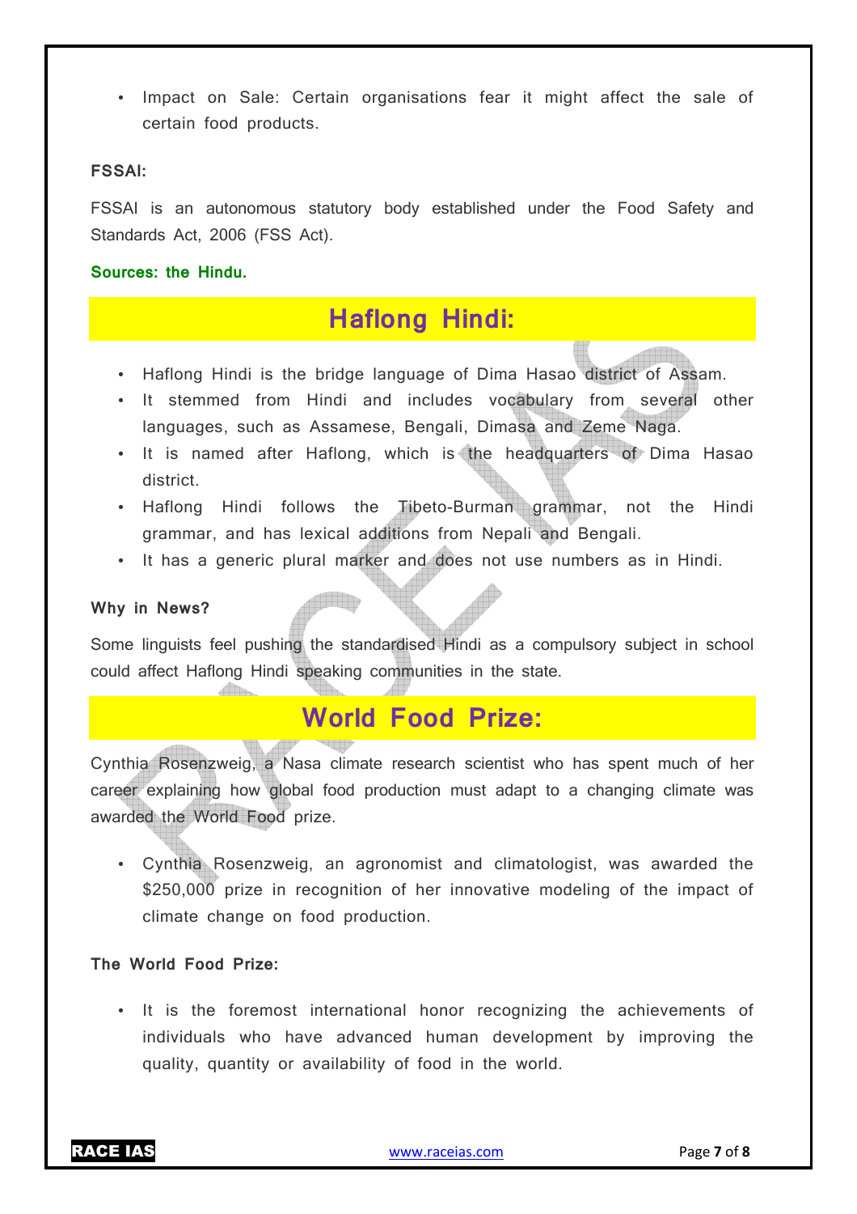- Impact on Sale: Certain organisations fear it might affect the sale of certain food products.

**FSSAI:**

FSSAI is an autonomous statutory body established under the Food Safety and Standards Act, 2006 (FSS Act).

**Sources: the Hindu.**

## Haflong Hindi:

- Haflong Hindi is the bridge language of Dima Hasao district of Assam.
- It stemmed from Hindi and includes vocabulary from several other languages, such as Assamese, Bengali, Dimasa and Zeme Naga.
- It is named after Haflong, which is the headquarters of Dima Hasao district.
- Haflong Hindi follows the Tibeto-Burman grammar, not the Hindi grammar, and has lexical additions from Nepali and Bengali.
- It has a generic plural marker and does not use numbers as in Hindi.

**Why in News?**

Some linguists feel pushing the standardised Hindi as a compulsory subject in school could affect Haflong Hindi speaking communities in the state.

## World Food Prize:

Cynthia Rosenzweig, a Nasa climate research scientist who has spent much of her career explaining how global food production must adapt to a changing climate was awarded the World Food prize.

- Cynthia Rosenzweig, an agronomist and climatologist, was awarded the $250,000 prize in recognition of her innovative modeling of the impact of climate change on food production.

**The World Food Prize:**

- It is the foremost international honor recognizing the achievements of individuals who have advanced human development by improving the quality, quantity or availability of food in the world.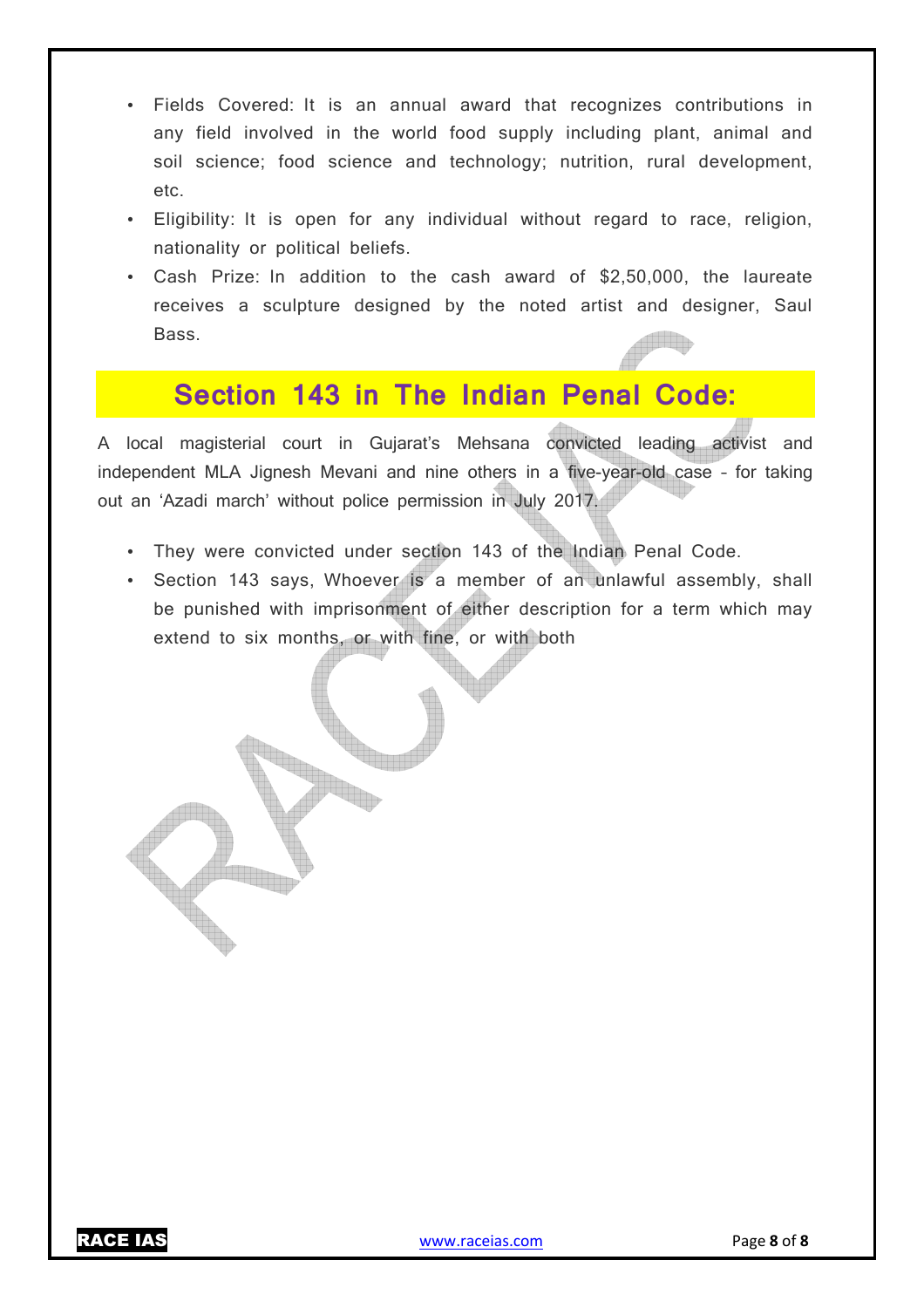- Fields Covered: It is an annual award that recognizes contributions in any field involved in the world food supply including plant, animal and soil science; food science and technology; nutrition, rural development, etc.
- Eligibility: It is open for any individual without regard to race, religion, nationality or political beliefs.
- Cash Prize: In addition to the cash award of $2,50,000, the laureate receives a sculpture designed by the noted artist and designer, Saul Bass.

## Section 143 in The Indian Penal Code:

A local magisterial court in Gujarat's Mehsana convicted leading activist and independent MLA Jignesh Mevani and nine others in a five-year-old case – for taking out an 'Azadi march' without police permission in July 2017.

- They were convicted under section 143 of the Indian Penal Code.
- Section 143 says, Whoever is a member of an unlawful assembly, shall be punished with imprisonment of either description for a term which may extend to six months, or with fine, or with both